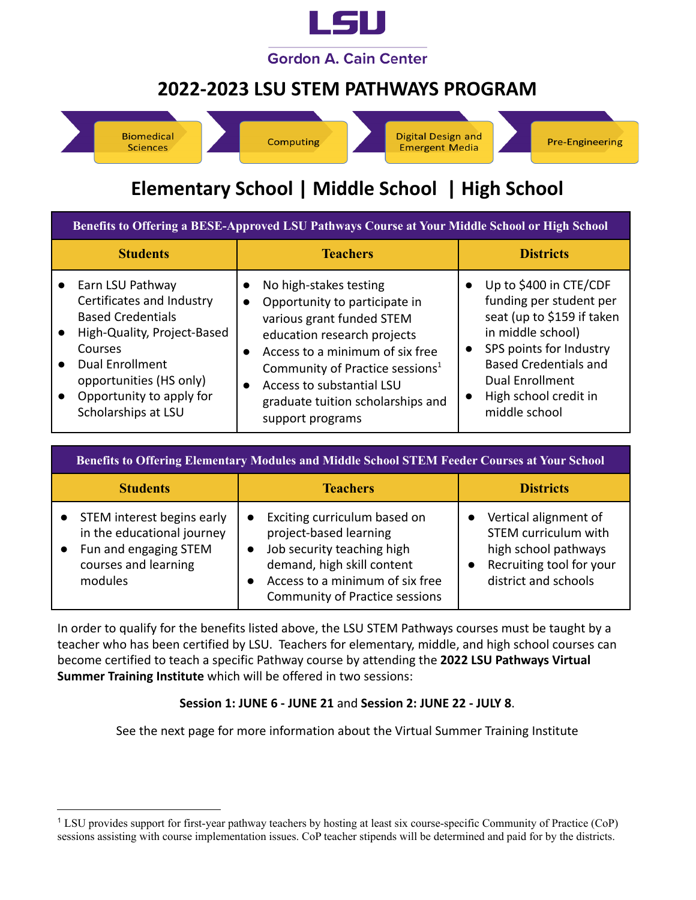LSU

Gordon A. Cain Center

# 2022-2023 LSU STEM PATHWAYS PROGRAM

Biomedical Sciences | Computing | Digital Design and Emergent Media | Pre-Engineering

## Elementary School | Middle School | High School

| Benefits to Offering a BESE-Approved LSU Pathways Course at Your Middle School or High School | | |
|---|---|---|
| **Students** | **Teachers** | **Districts** |
| ● Earn LSU Pathway Certificates and Industry Based Credentials<br>● High-Quality, Project-Based Courses<br>● Dual Enrollment opportunities (HS only)<br>● Opportunity to apply for Scholarships at LSU | ● No high-stakes testing<br>● Opportunity to participate in various grant funded STEM education research projects<br>● Access to a minimum of six free Community of Practice sessions[1]<br>● Access to substantial LSU graduate tuition scholarships and support programs | ● Up to $400 in CTE/CDF funding per student per seat (up to $159 if taken in middle school)<br>● SPS points for Industry Based Credentials and Dual Enrollment<br>● High school credit in middle school |

| Benefits to Offering Elementary Modules and Middle School STEM Feeder Courses at Your School | | |
|---|---|---|
| **Students** | **Teachers** | **Districts** |
| ● STEM interest begins early in the educational journey<br>● Fun and engaging STEM courses and learning modules | ● Exciting curriculum based on project-based learning<br>● Job security teaching high demand, high skill content<br>● Access to a minimum of six free Community of Practice sessions | ● Vertical alignment of STEM curriculum with high school pathways<br>● Recruiting tool for your district and schools |

In order to qualify for the benefits listed above, the LSU STEM Pathways courses must be taught by a teacher who has been certified by LSU. Teachers for elementary, middle, and high school courses can become certified to teach a specific Pathway course by attending the **2022 LSU Pathways Virtual Summer Training Institute** which will be offered in two sessions:

**Session 1: JUNE 6 - JUNE 21** and **Session 2: JUNE 22 - JULY 8**.

See the next page for more information about the Virtual Summer Training Institute

[1] LSU provides support for first-year pathway teachers by hosting at least six course-specific Community of Practice (CoP) sessions assisting with course implementation issues. CoP teacher stipends will be determined and paid for by the districts.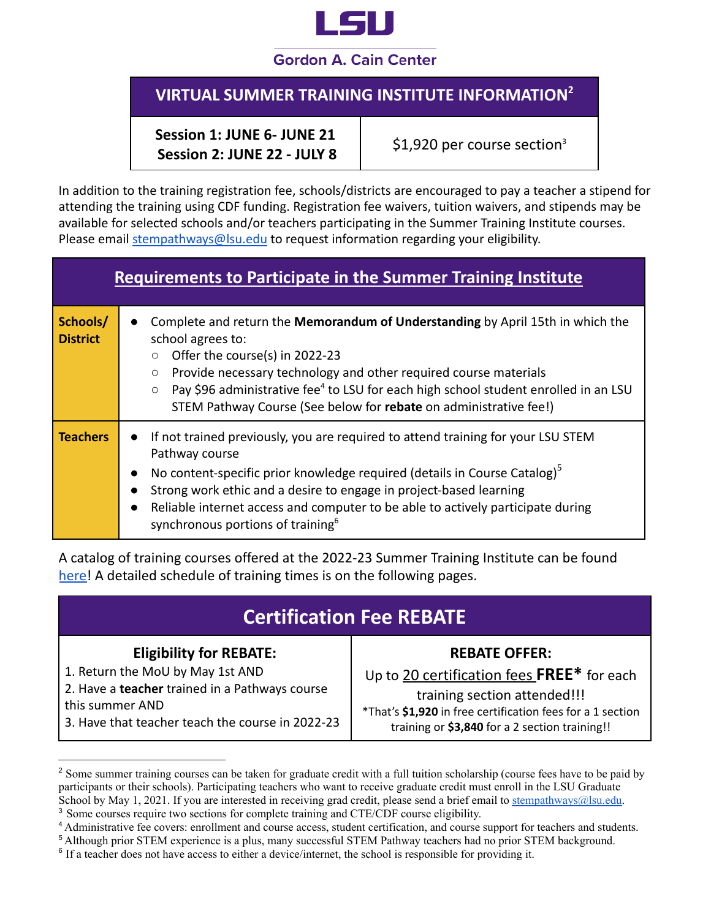LSU

Gordon A. Cain Center

| VIRTUAL SUMMER TRAINING INSTITUTE INFORMATION[2] | |
|---|---|
| **Session 1: JUNE 6- JUNE 21**<br>**Session 2: JUNE 22 - JULY 8** | $1,920 per course section[3] |

In addition to the training registration fee, schools/districts are encouraged to pay a teacher a stipend for attending the training using CDF funding. Registration fee waivers, tuition waivers, and stipends may be available for selected schools and/or teachers participating in the Summer Training Institute courses. Please email stempathways@lsu.edu to request information regarding your eligibility.

| Requirements to Participate in the Summer Training Institute | |
|---|---|
| **Schools/ District** | • Complete and return the **Memorandum of Understanding** by April 15th in which the school agrees to:<br>○ Offer the course(s) in 2022-23<br>○ Provide necessary technology and other required course materials<br>○ Pay $96 administrative fee[4] to LSU for each high school student enrolled in an LSU STEM Pathway Course (See below for **rebate** on administrative fee!) |
| **Teachers** | • If not trained previously, you are required to attend training for your LSU STEM Pathway course<br>• No content-specific prior knowledge required (details in Course Catalog)[5]<br>• Strong work ethic and a desire to engage in project-based learning<br>• Reliable internet access and computer to be able to actively participate during synchronous portions of training[6] |

A catalog of training courses offered at the 2022-23 Summer Training Institute can be found here! A detailed schedule of training times is on the following pages.

| Certification Fee REBATE | |
|---|---|
| **Eligibility for REBATE:**<br>1. Return the MoU by May 1st AND<br>2. Have a **teacher** trained in a Pathways course this summer AND<br>3. Have that teacher teach the course in 2022-23 | **REBATE OFFER:**<br>Up to 20 certification fees **FREE*** for each training section attended!!!<br>*That's **$1,920** in free certification fees for a 1 section training or **$3,840** for a 2 section training!! |

[2] Some summer training courses can be taken for graduate credit with a full tuition scholarship (course fees have to be paid by participants or their schools). Participating teachers who want to receive graduate credit must enroll in the LSU Graduate School by May 1, 2021. If you are interested in receiving grad credit, please send a brief email to stempathways@lsu.edu.

[3] Some courses require two sections for complete training and CTE/CDF course eligibility.

[4] Administrative fee covers: enrollment and course access, student certification, and course support for teachers and students.

[5] Although prior STEM experience is a plus, many successful STEM Pathway teachers had no prior STEM background.

[6] If a teacher does not have access to either a device/internet, the school is responsible for providing it.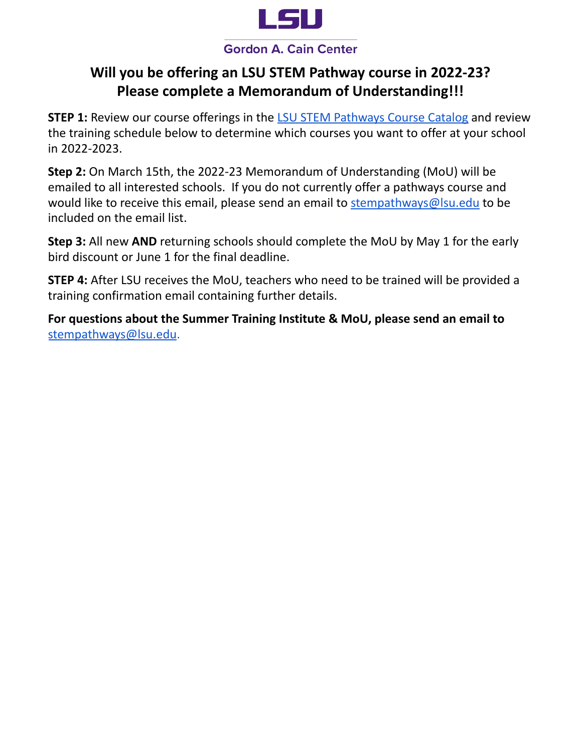LSU

Gordon A. Cain Center

## Will you be offering an LSU STEM Pathway course in 2022-23? Please complete a Memorandum of Understanding!!!

**STEP 1:** Review our course offerings in the LSU STEM Pathways Course Catalog and review the training schedule below to determine which courses you want to offer at your school in 2022-2023.

**Step 2:** On March 15th, the 2022-23 Memorandum of Understanding (MoU) will be emailed to all interested schools. If you do not currently offer a pathways course and would like to receive this email, please send an email to stempathways@lsu.edu to be included on the email list.

**Step 3:** All new **AND** returning schools should complete the MoU by May 1 for the early bird discount or June 1 for the final deadline.

**STEP 4:** After LSU receives the MoU, teachers who need to be trained will be provided a training confirmation email containing further details.

**For questions about the Summer Training Institute & MoU, please send an email to** stempathways@lsu.edu.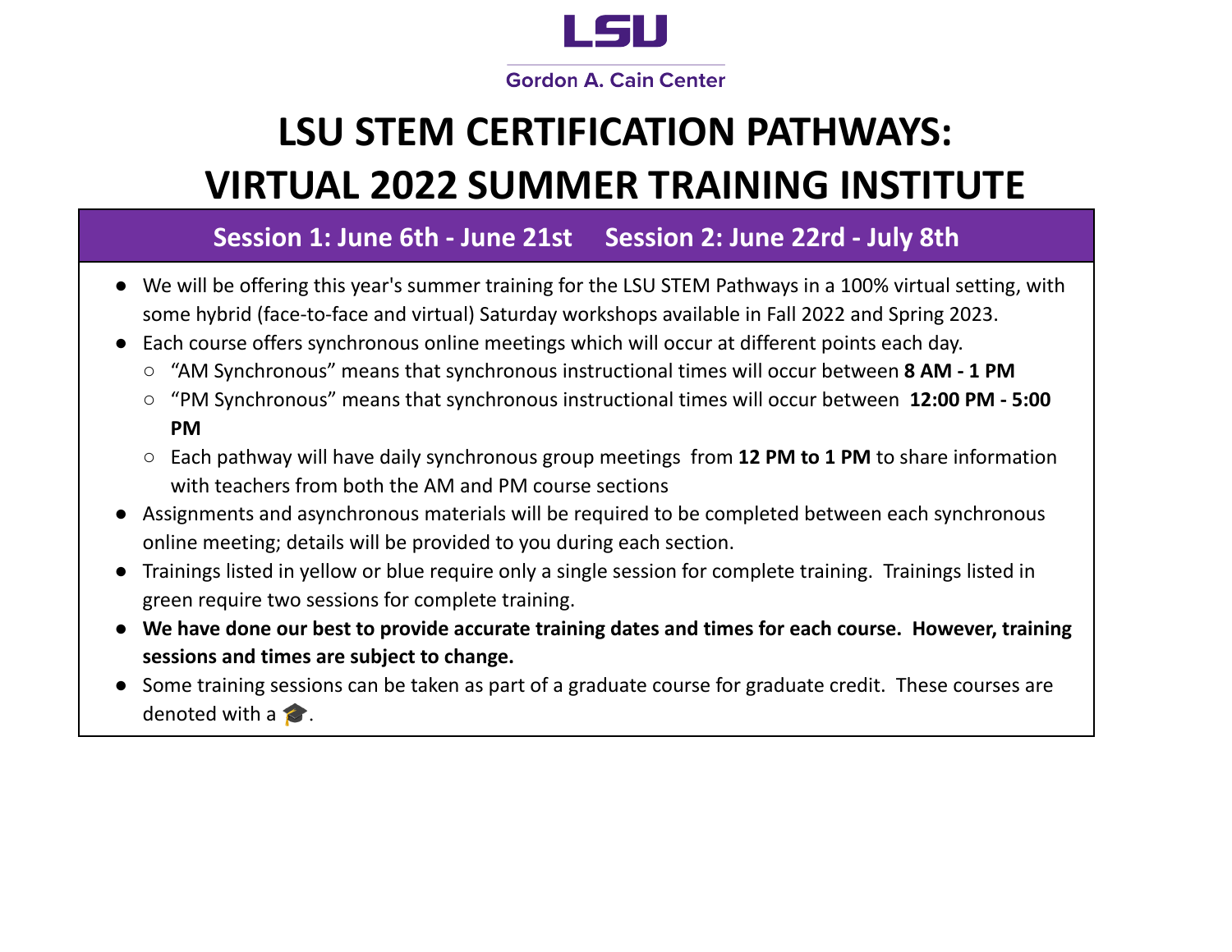LSU

Gordon A. Cain Center

# LSU STEM CERTIFICATION PATHWAYS: VIRTUAL 2022 SUMMER TRAINING INSTITUTE

**Session 1: June 6th - June 21st     Session 2: June 22rd - July 8th**

- We will be offering this year's summer training for the LSU STEM Pathways in a 100% virtual setting, with some hybrid (face-to-face and virtual) Saturday workshops available in Fall 2022 and Spring 2023.
- Each course offers synchronous online meetings which will occur at different points each day.
  - "AM Synchronous" means that synchronous instructional times will occur between **8 AM - 1 PM**
  - "PM Synchronous" means that synchronous instructional times will occur between **12:00 PM - 5:00 PM**
  - Each pathway will have daily synchronous group meetings from **12 PM to 1 PM** to share information with teachers from both the AM and PM course sections
- Assignments and asynchronous materials will be required to be completed between each synchronous online meeting; details will be provided to you during each section.
- Trainings listed in yellow or blue require only a single session for complete training. Trainings listed in green require two sessions for complete training.
- **We have done our best to provide accurate training dates and times for each course. However, training sessions and times are subject to change.**
- Some training sessions can be taken as part of a graduate course for graduate credit. These courses are denoted with a 🎓.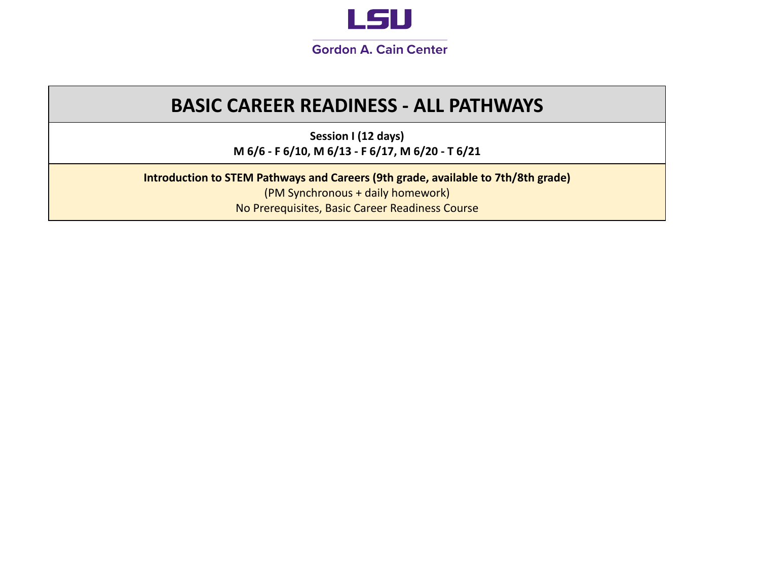LSU

Gordon A. Cain Center

# BASIC CAREER READINESS - ALL PATHWAYS

**Session I (12 days)**
**M 6/6 - F 6/10, M 6/13 - F 6/17, M 6/20 - T 6/21**

**Introduction to STEM Pathways and Careers (9th grade, available to 7th/8th grade)**
(PM Synchronous + daily homework)
No Prerequisites, Basic Career Readiness Course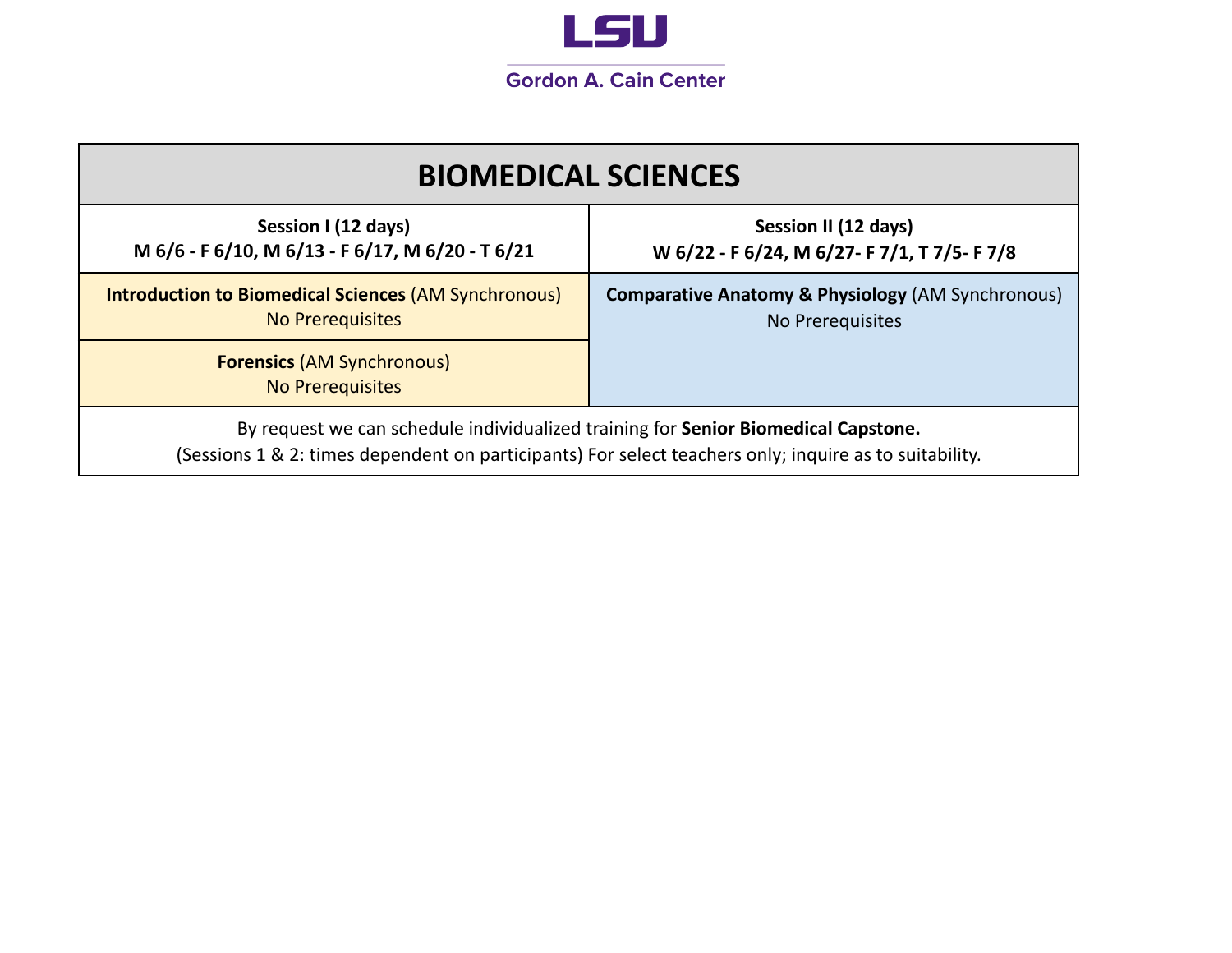LSU

Gordon A. Cain Center

| BIOMEDICAL SCIENCES | |
|---|---|
| **Session I (12 days)** **M 6/6 - F 6/10, M 6/13 - F 6/17, M 6/20 - T 6/21** | **Session II (12 days)** **W 6/22 - F 6/24, M 6/27- F 7/1, T 7/5- F 7/8** |
| **Introduction to Biomedical Sciences** (AM Synchronous) No Prerequisites | **Comparative Anatomy & Physiology** (AM Synchronous) No Prerequisites |
| **Forensics** (AM Synchronous) No Prerequisites | |
| By request we can schedule individualized training for **Senior Biomedical Capstone.** (Sessions 1 & 2: times dependent on participants) For select teachers only; inquire as to suitability. | |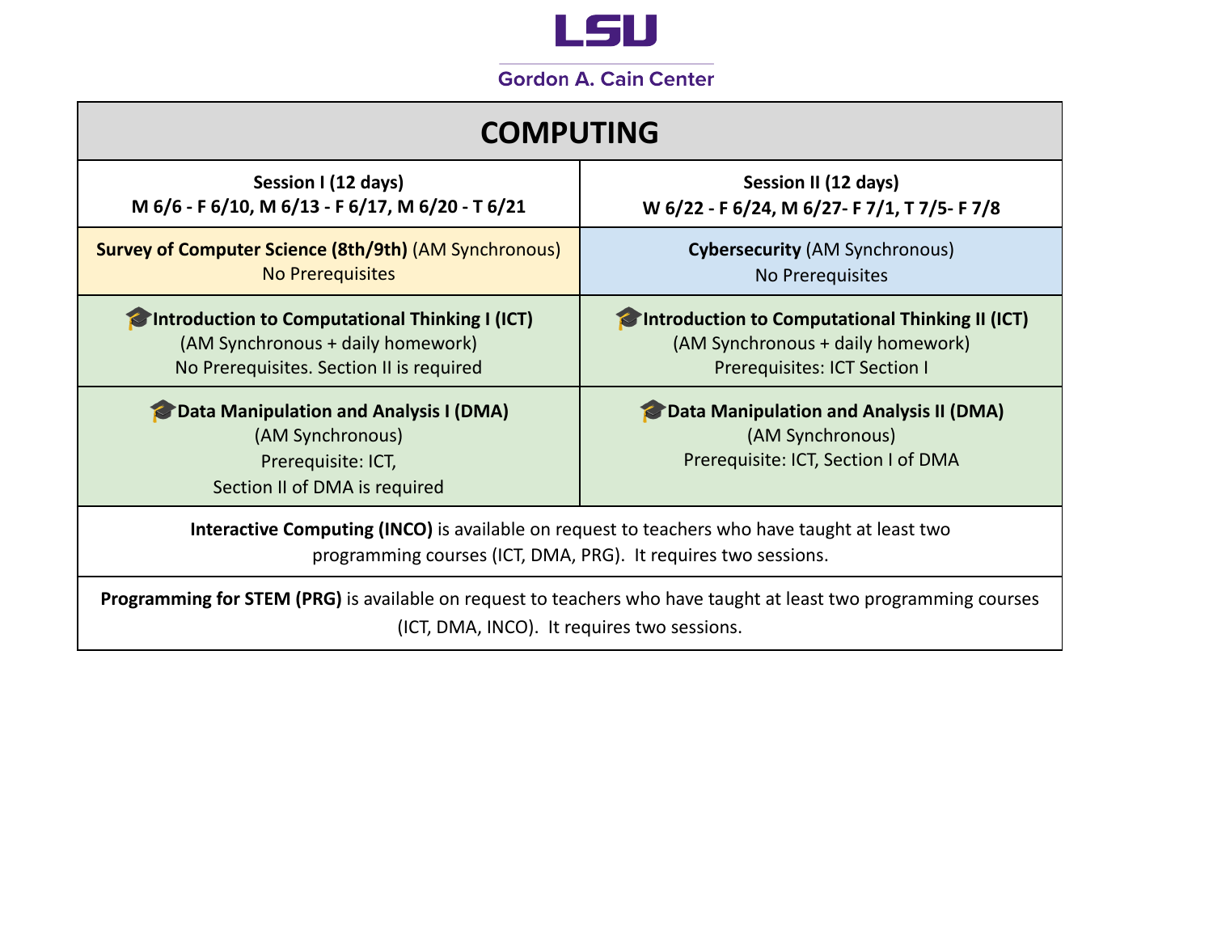LSU

Gordon A. Cain Center

# COMPUTING

| Session I (12 days)<br>M 6/6 - F 6/10, M 6/13 - F 6/17, M 6/20 - T 6/21 | Session II (12 days)<br>W 6/22 - F 6/24, M 6/27- F 7/1, T 7/5- F 7/8 |
|---|---|
| **Survey of Computer Science (8th/9th)** (AM Synchronous)<br>No Prerequisites | **Cybersecurity** (AM Synchronous)<br>No Prerequisites |
| 🎓**Introduction to Computational Thinking I (ICT)**<br>(AM Synchronous + daily homework)<br>No Prerequisites. Section II is required | 🎓**Introduction to Computational Thinking II (ICT)**<br>(AM Synchronous + daily homework)<br>Prerequisites: ICT Section I |
| 🎓**Data Manipulation and Analysis I (DMA)**<br>(AM Synchronous)<br>Prerequisite: ICT,<br>Section II of DMA is required | 🎓**Data Manipulation and Analysis II (DMA)**<br>(AM Synchronous)<br>Prerequisite: ICT, Section I of DMA |
| **Interactive Computing (INCO)** is available on request to teachers who have taught at least two programming courses (ICT, DMA, PRG). It requires two sessions. | |
| **Programming for STEM (PRG)** is available on request to teachers who have taught at least two programming courses (ICT, DMA, INCO). It requires two sessions. | |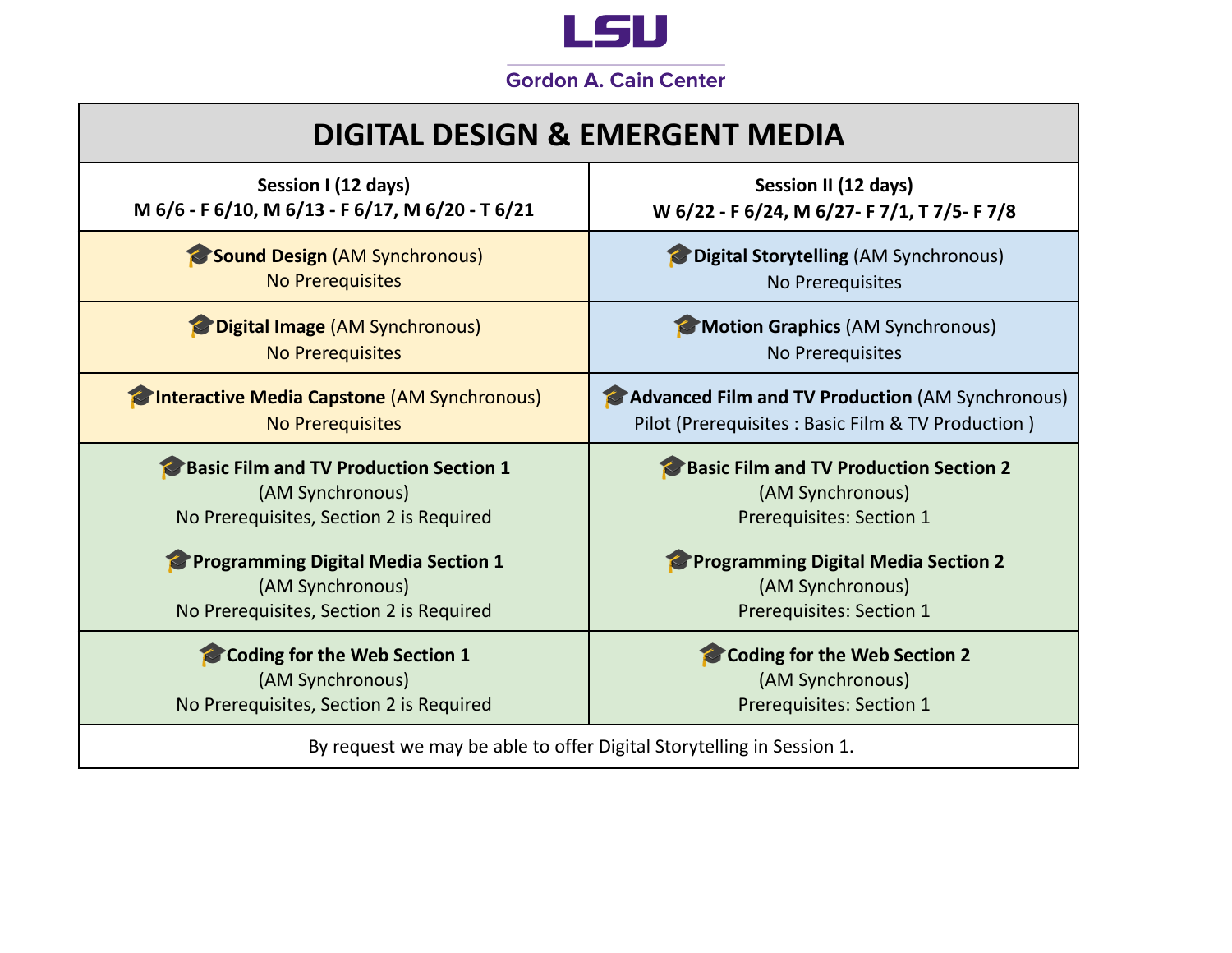LSU

Gordon A. Cain Center

# DIGITAL DESIGN & EMERGENT MEDIA

| Session I (12 days)<br>M 6/6 - F 6/10, M 6/13 - F 6/17, M 6/20 - T 6/21 | Session II (12 days)<br>W 6/22 - F 6/24, M 6/27- F 7/1, T 7/5- F 7/8 |
|---|---|
| 🎓**Sound Design** (AM Synchronous)<br>No Prerequisites | 🎓**Digital Storytelling** (AM Synchronous)<br>No Prerequisites |
| 🎓**Digital Image** (AM Synchronous)<br>No Prerequisites | 🎓**Motion Graphics** (AM Synchronous)<br>No Prerequisites |
| 🎓**Interactive Media Capstone** (AM Synchronous)<br>No Prerequisites | 🎓**Advanced Film and TV Production** (AM Synchronous)<br>Pilot (Prerequisites : Basic Film & TV Production ) |
| 🎓**Basic Film and TV Production Section 1**<br>(AM Synchronous)<br>No Prerequisites, Section 2 is Required | 🎓**Basic Film and TV Production Section 2**<br>(AM Synchronous)<br>Prerequisites: Section 1 |
| 🎓**Programming Digital Media Section 1**<br>(AM Synchronous)<br>No Prerequisites, Section 2 is Required | 🎓**Programming Digital Media Section 2**<br>(AM Synchronous)<br>Prerequisites: Section 1 |
| 🎓**Coding for the Web Section 1**<br>(AM Synchronous)<br>No Prerequisites, Section 2 is Required | 🎓**Coding for the Web Section 2**<br>(AM Synchronous)<br>Prerequisites: Section 1 |

By request we may be able to offer Digital Storytelling in Session 1.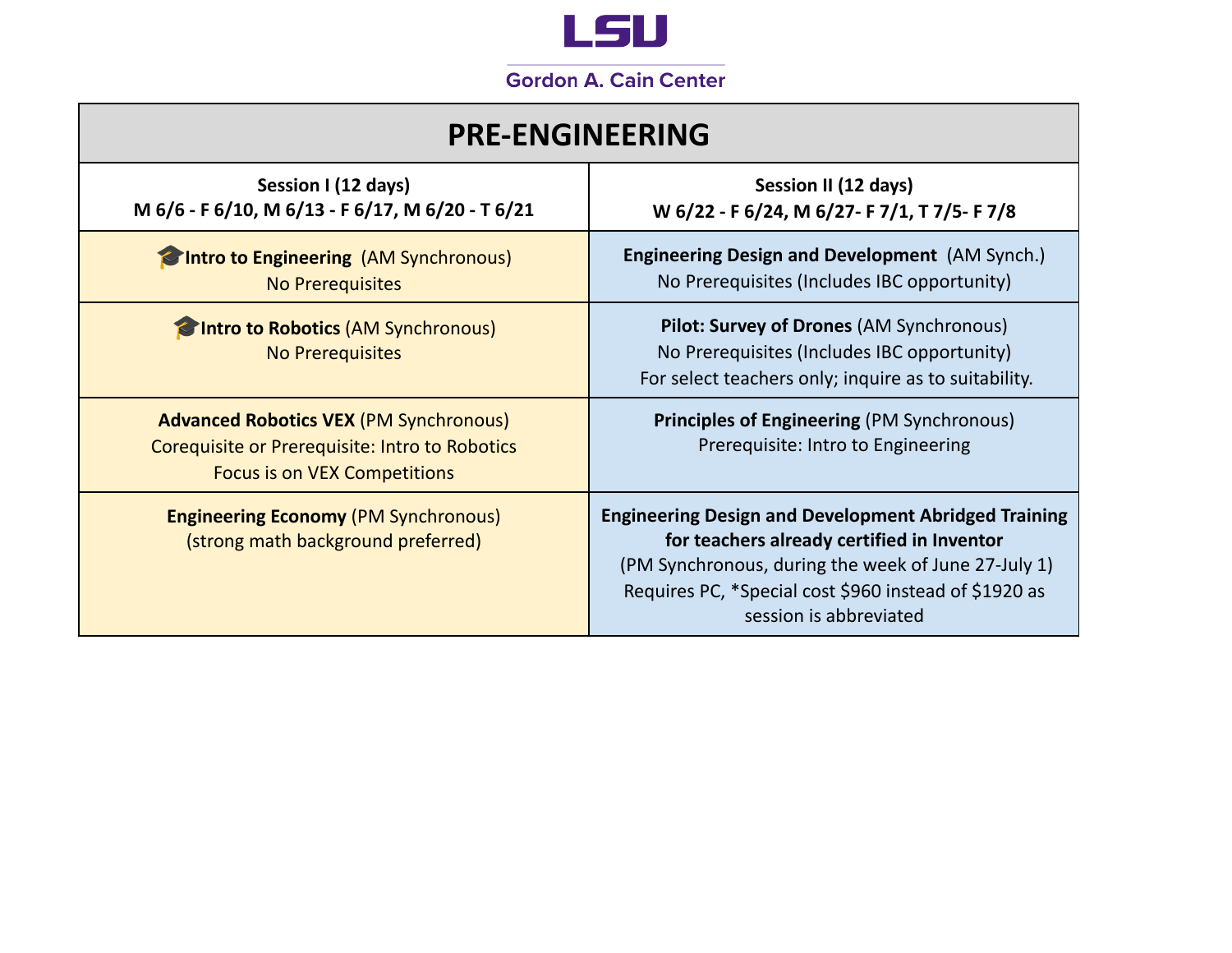LSU

Gordon A. Cain Center

| PRE-ENGINEERING | |
|---|---|
| **Session I (12 days)**<br>**M 6/6 - F 6/10, M 6/13 - F 6/17, M 6/20 - T 6/21** | **Session II (12 days)**<br>**W 6/22 - F 6/24, M 6/27- F 7/1, T 7/5- F 7/8** |
| 🎓**Intro to Engineering** (AM Synchronous)<br>No Prerequisites | **Engineering Design and Development** (AM Synch.)<br>No Prerequisites (Includes IBC opportunity) |
| 🎓**Intro to Robotics** (AM Synchronous)<br>No Prerequisites | **Pilot: Survey of Drones** (AM Synchronous)<br>No Prerequisites (Includes IBC opportunity)<br>For select teachers only; inquire as to suitability. |
| **Advanced Robotics VEX** (PM Synchronous)<br>Corequisite or Prerequisite: Intro to Robotics<br>Focus is on VEX Competitions | **Principles of Engineering** (PM Synchronous)<br>Prerequisite: Intro to Engineering |
| **Engineering Economy** (PM Synchronous)<br>(strong math background preferred) | **Engineering Design and Development Abridged Training for teachers already certified in Inventor**<br>(PM Synchronous, during the week of June 27-July 1)<br>Requires PC, *Special cost $960 instead of $1920 as session is abbreviated |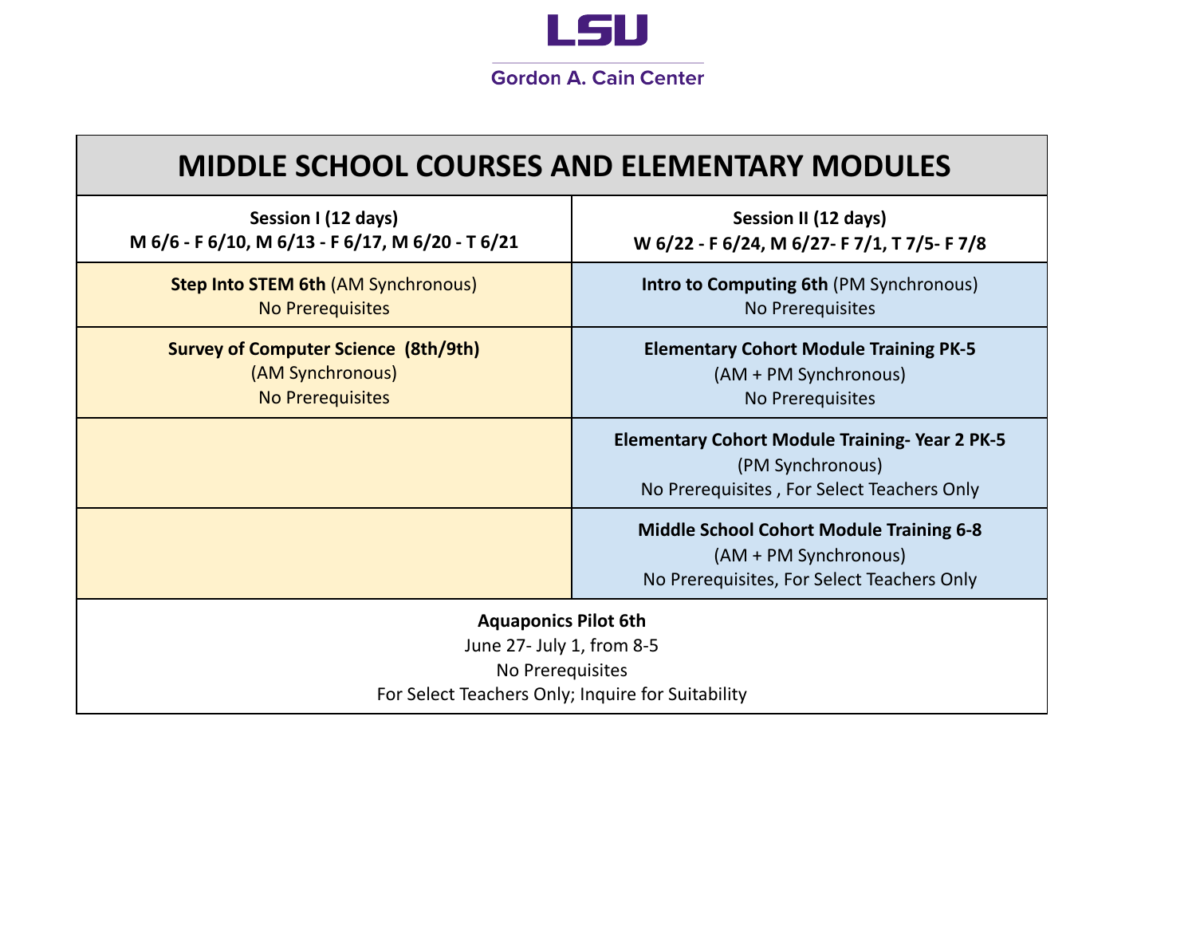LSU

Gordon A. Cain Center

# MIDDLE SCHOOL COURSES AND ELEMENTARY MODULES

| **Session I (12 days)**<br>**M 6/6 - F 6/10, M 6/13 - F 6/17, M 6/20 - T 6/21** | **Session II (12 days)**<br>**W 6/22 - F 6/24, M 6/27- F 7/1, T 7/5- F 7/8** |
|---|---|
| **Step Into STEM 6th** (AM Synchronous)<br>No Prerequisites | **Intro to Computing 6th** (PM Synchronous)<br>No Prerequisites |
| **Survey of Computer Science (8th/9th)**<br>(AM Synchronous)<br>No Prerequisites | **Elementary Cohort Module Training PK-5**<br>(AM + PM Synchronous)<br>No Prerequisites |
| | **Elementary Cohort Module Training- Year 2 PK-5**<br>(PM Synchronous)<br>No Prerequisites , For Select Teachers Only |
| | **Middle School Cohort Module Training 6-8**<br>(AM + PM Synchronous)<br>No Prerequisites, For Select Teachers Only |
| **Aquaponics Pilot 6th**<br>June 27- July 1, from 8-5<br>No Prerequisites<br>For Select Teachers Only; Inquire for Suitability | |